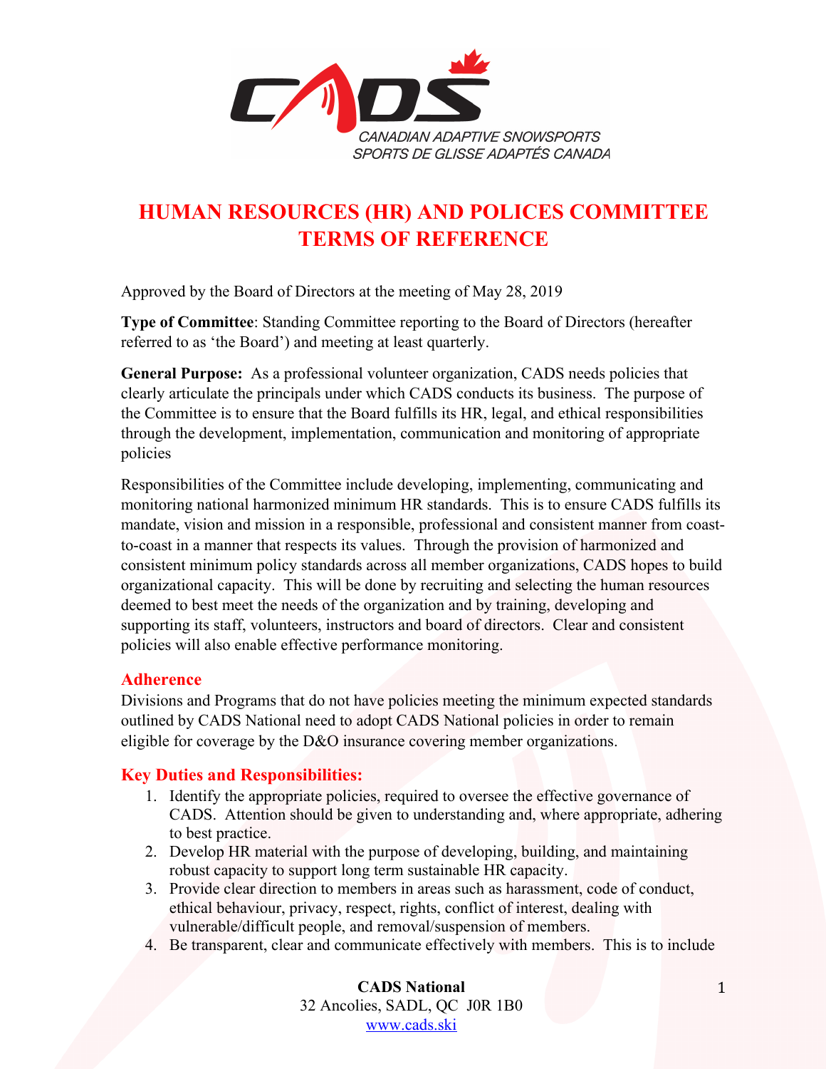CANADIAN ADAPTIVE SNOWSPORTS
SPORTS DE GLISSE ADAPTÉS CANADA

# HUMAN RESOURCES (HR) AND POLICES COMMITTEE TERMS OF REFERENCE

Approved by the Board of Directors at the meeting of May 28, 2019

**Type of Committee**: Standing Committee reporting to the Board of Directors (hereafter referred to as 'the Board') and meeting at least quarterly.

**General Purpose:** As a professional volunteer organization, CADS needs policies that clearly articulate the principals under which CADS conducts its business. The purpose of the Committee is to ensure that the Board fulfills its HR, legal, and ethical responsibilities through the development, implementation, communication and monitoring of appropriate policies

Responsibilities of the Committee include developing, implementing, communicating and monitoring national harmonized minimum HR standards. This is to ensure CADS fulfills its mandate, vision and mission in a responsible, professional and consistent manner from coast-to-coast in a manner that respects its values. Through the provision of harmonized and consistent minimum policy standards across all member organizations, CADS hopes to build organizational capacity. This will be done by recruiting and selecting the human resources deemed to best meet the needs of the organization and by training, developing and supporting its staff, volunteers, instructors and board of directors. Clear and consistent policies will also enable effective performance monitoring.

## Adherence

Divisions and Programs that do not have policies meeting the minimum expected standards outlined by CADS National need to adopt CADS National policies in order to remain eligible for coverage by the D&O insurance covering member organizations.

## Key Duties and Responsibilities:

1. Identify the appropriate policies, required to oversee the effective governance of CADS. Attention should be given to understanding and, where appropriate, adhering to best practice.
2. Develop HR material with the purpose of developing, building, and maintaining robust capacity to support long term sustainable HR capacity.
3. Provide clear direction to members in areas such as harassment, code of conduct, ethical behaviour, privacy, respect, rights, conflict of interest, dealing with vulnerable/difficult people, and removal/suspension of members.
4. Be transparent, clear and communicate effectively with members. This is to include

**CADS National**
32 Ancolies, SADL, QC J0R 1B0
www.cads.ski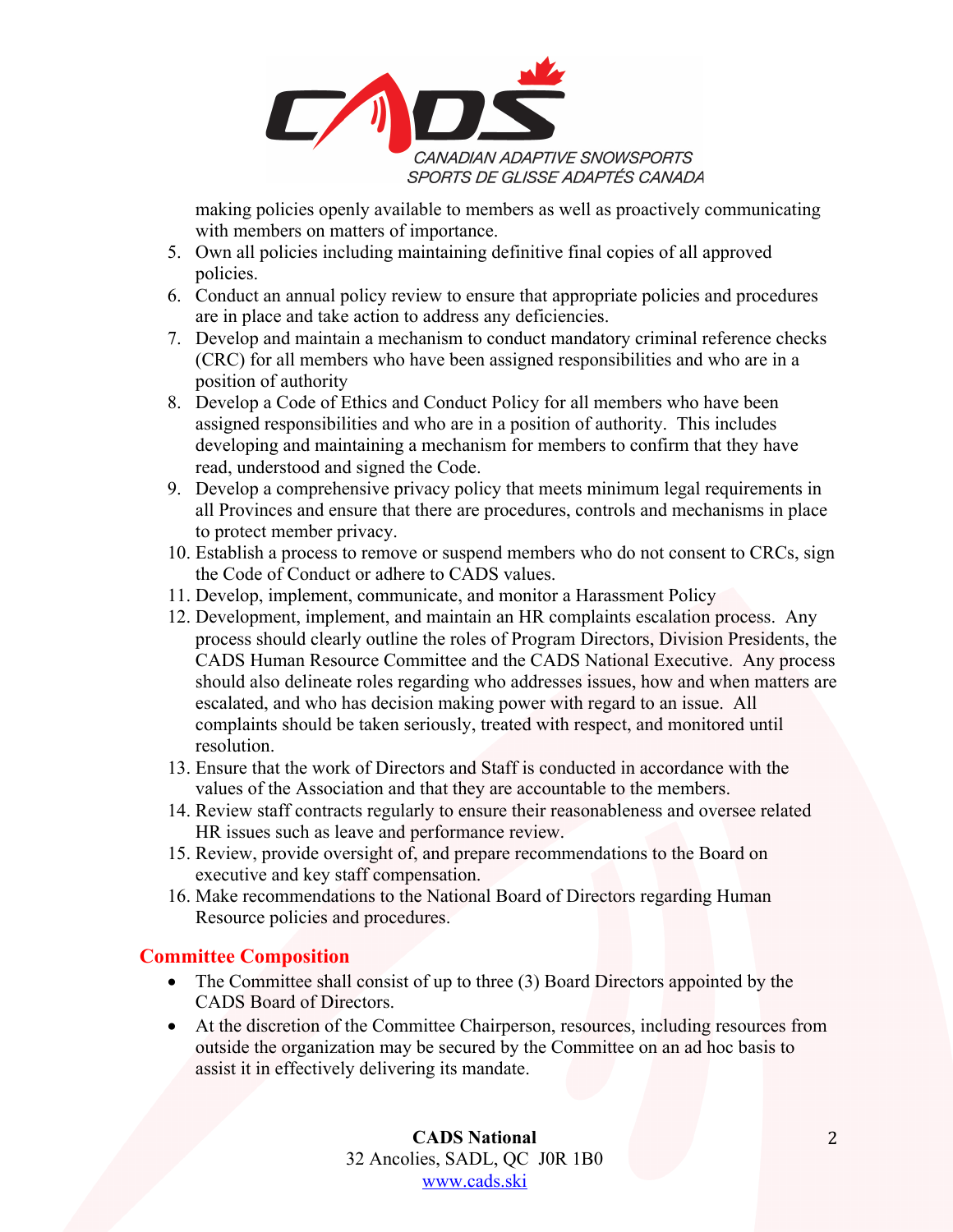making policies openly available to members as well as proactively communicating with members on matters of importance.

5. Own all policies including maintaining definitive final copies of all approved policies.
6. Conduct an annual policy review to ensure that appropriate policies and procedures are in place and take action to address any deficiencies.
7. Develop and maintain a mechanism to conduct mandatory criminal reference checks (CRC) for all members who have been assigned responsibilities and who are in a position of authority
8. Develop a Code of Ethics and Conduct Policy for all members who have been assigned responsibilities and who are in a position of authority. This includes developing and maintaining a mechanism for members to confirm that they have read, understood and signed the Code.
9. Develop a comprehensive privacy policy that meets minimum legal requirements in all Provinces and ensure that there are procedures, controls and mechanisms in place to protect member privacy.
10. Establish a process to remove or suspend members who do not consent to CRCs, sign the Code of Conduct or adhere to CADS values.
11. Develop, implement, communicate, and monitor a Harassment Policy
12. Development, implement, and maintain an HR complaints escalation process. Any process should clearly outline the roles of Program Directors, Division Presidents, the CADS Human Resource Committee and the CADS National Executive. Any process should also delineate roles regarding who addresses issues, how and when matters are escalated, and who has decision making power with regard to an issue. All complaints should be taken seriously, treated with respect, and monitored until resolution.
13. Ensure that the work of Directors and Staff is conducted in accordance with the values of the Association and that they are accountable to the members.
14. Review staff contracts regularly to ensure their reasonableness and oversee related HR issues such as leave and performance review.
15. Review, provide oversight of, and prepare recommendations to the Board on executive and key staff compensation.
16. Make recommendations to the National Board of Directors regarding Human Resource policies and procedures.

## Committee Composition

- The Committee shall consist of up to three (3) Board Directors appointed by the CADS Board of Directors.
- At the discretion of the Committee Chairperson, resources, including resources from outside the organization may be secured by the Committee on an ad hoc basis to assist it in effectively delivering its mandate.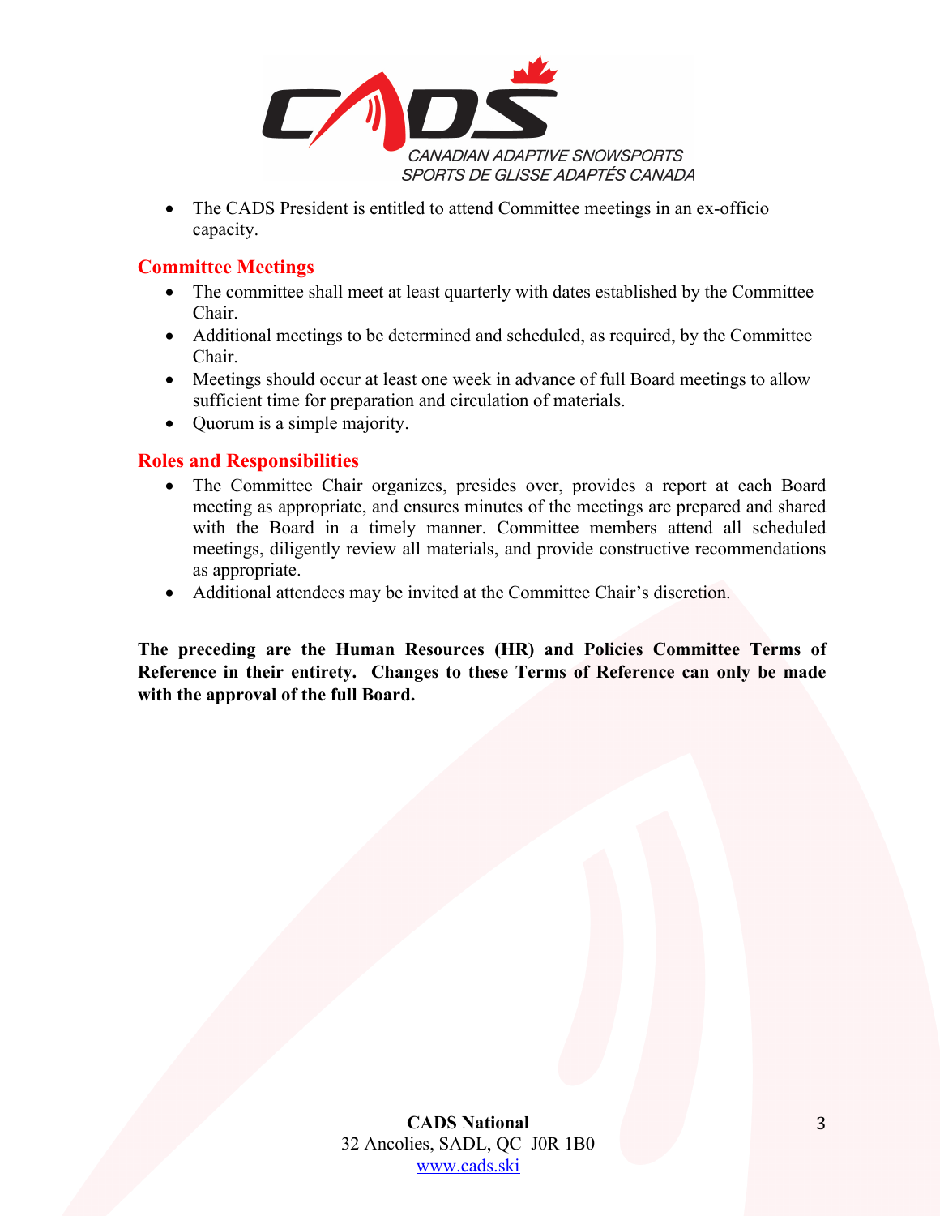- The CADS President is entitled to attend Committee meetings in an ex-officio capacity.

## Committee Meetings

- The committee shall meet at least quarterly with dates established by the Committee Chair.
- Additional meetings to be determined and scheduled, as required, by the Committee Chair.
- Meetings should occur at least one week in advance of full Board meetings to allow sufficient time for preparation and circulation of materials.
- Quorum is a simple majority.

## Roles and Responsibilities

- The Committee Chair organizes, presides over, provides a report at each Board meeting as appropriate, and ensures minutes of the meetings are prepared and shared with the Board in a timely manner. Committee members attend all scheduled meetings, diligently review all materials, and provide constructive recommendations as appropriate.
- Additional attendees may be invited at the Committee Chair's discretion.

**The preceding are the Human Resources (HR) and Policies Committee Terms of Reference in their entirety. Changes to these Terms of Reference can only be made with the approval of the full Board.**